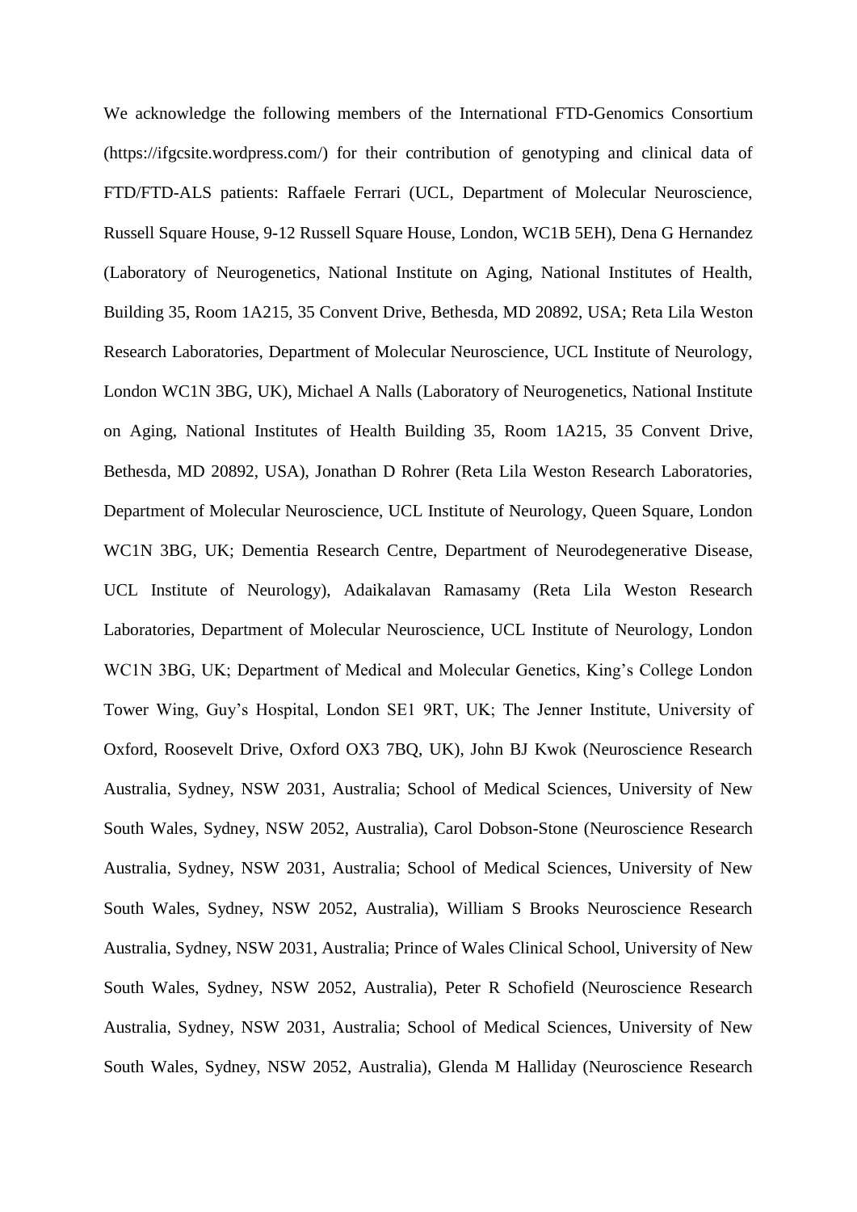We acknowledge the following members of the International FTD-Genomics Consortium (https://ifgcsite.wordpress.com/) for their contribution of genotyping and clinical data of FTD/FTD-ALS patients: Raffaele Ferrari (UCL, Department of Molecular Neuroscience, Russell Square House, 9-12 Russell Square House, London, WC1B 5EH), Dena G Hernandez (Laboratory of Neurogenetics, National Institute on Aging, National Institutes of Health, Building 35, Room 1A215, 35 Convent Drive, Bethesda, MD 20892, USA; Reta Lila Weston Research Laboratories, Department of Molecular Neuroscience, UCL Institute of Neurology, London WC1N 3BG, UK), Michael A Nalls (Laboratory of Neurogenetics, National Institute on Aging, National Institutes of Health Building 35, Room 1A215, 35 Convent Drive, Bethesda, MD 20892, USA), Jonathan D Rohrer (Reta Lila Weston Research Laboratories, Department of Molecular Neuroscience, UCL Institute of Neurology, Queen Square, London WC1N 3BG, UK; Dementia Research Centre, Department of Neurodegenerative Disease, UCL Institute of Neurology), Adaikalavan Ramasamy (Reta Lila Weston Research Laboratories, Department of Molecular Neuroscience, UCL Institute of Neurology, London WC1N 3BG, UK; Department of Medical and Molecular Genetics, King's College London Tower Wing, Guy's Hospital, London SE1 9RT, UK; The Jenner Institute, University of Oxford, Roosevelt Drive, Oxford OX3 7BQ, UK), John BJ Kwok (Neuroscience Research Australia, Sydney, NSW 2031, Australia; School of Medical Sciences, University of New South Wales, Sydney, NSW 2052, Australia), Carol Dobson-Stone (Neuroscience Research Australia, Sydney, NSW 2031, Australia; School of Medical Sciences, University of New South Wales, Sydney, NSW 2052, Australia), William S Brooks Neuroscience Research Australia, Sydney, NSW 2031, Australia; Prince of Wales Clinical School, University of New South Wales, Sydney, NSW 2052, Australia), Peter R Schofield (Neuroscience Research Australia, Sydney, NSW 2031, Australia; School of Medical Sciences, University of New South Wales, Sydney, NSW 2052, Australia), Glenda M Halliday (Neuroscience Research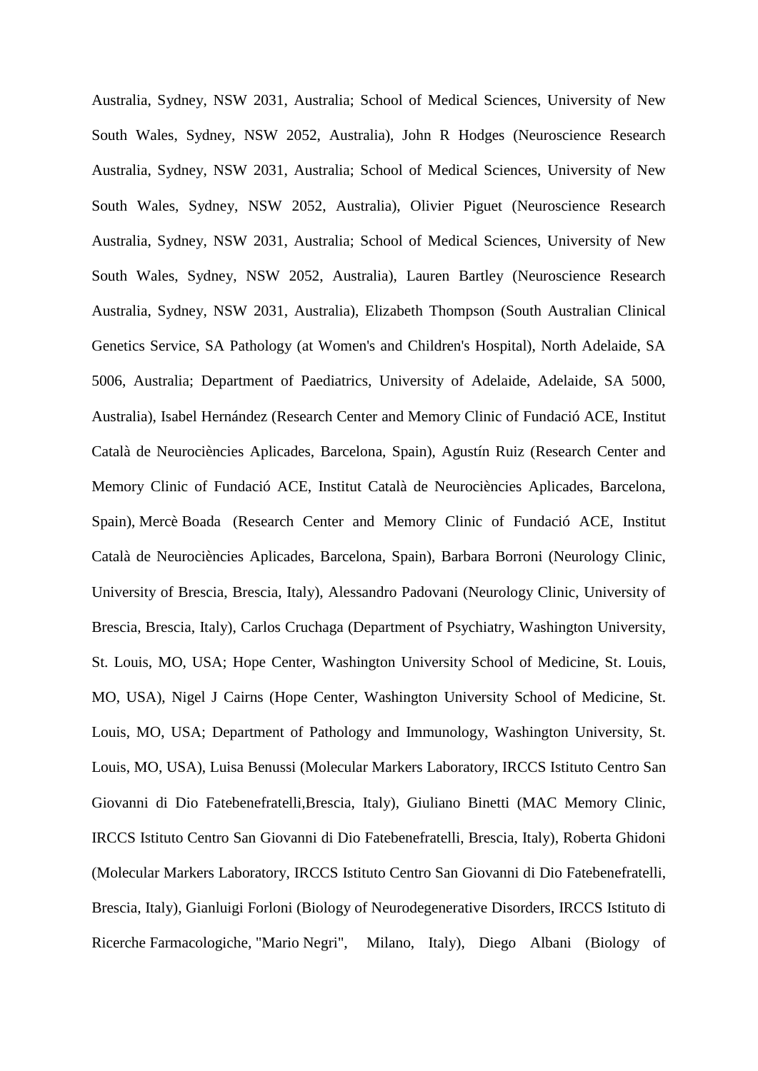Australia, Sydney, NSW 2031, Australia; School of Medical Sciences, University of New South Wales, Sydney, NSW 2052, Australia), John R Hodges (Neuroscience Research Australia, Sydney, NSW 2031, Australia; School of Medical Sciences, University of New South Wales, Sydney, NSW 2052, Australia), Olivier Piguet (Neuroscience Research Australia, Sydney, NSW 2031, Australia; School of Medical Sciences, University of New South Wales, Sydney, NSW 2052, Australia), Lauren Bartley (Neuroscience Research Australia, Sydney, NSW 2031, Australia), Elizabeth Thompson (South Australian Clinical Genetics Service, SA Pathology (at Women's and Children's Hospital), North Adelaide, SA 5006, Australia; Department of Paediatrics, University of Adelaide, Adelaide, SA 5000, Australia), Isabel Hernández (Research Center and Memory Clinic of Fundació ACE, Institut Català de Neurociències Aplicades, Barcelona, Spain), Agustín Ruiz (Research Center and Memory Clinic of Fundació ACE, Institut Català de Neurociències Aplicades, Barcelona, Spain), Mercè Boada (Research Center and Memory Clinic of Fundació ACE, Institut Català de Neurociències Aplicades, Barcelona, Spain), Barbara Borroni (Neurology Clinic, University of Brescia, Brescia, Italy), Alessandro Padovani (Neurology Clinic, University of Brescia, Brescia, Italy), Carlos Cruchaga (Department of Psychiatry, Washington University, St. Louis, MO, USA; Hope Center, Washington University School of Medicine, St. Louis, MO, USA), Nigel J Cairns (Hope Center, Washington University School of Medicine, St. Louis, MO, USA; Department of Pathology and Immunology, Washington University, St. Louis, MO, USA), Luisa Benussi (Molecular Markers Laboratory, IRCCS Istituto Centro San Giovanni di Dio Fatebenefratelli,Brescia, Italy), Giuliano Binetti (MAC Memory Clinic, IRCCS Istituto Centro San Giovanni di Dio Fatebenefratelli, Brescia, Italy), Roberta Ghidoni (Molecular Markers Laboratory, IRCCS Istituto Centro San Giovanni di Dio Fatebenefratelli, Brescia, Italy), Gianluigi Forloni (Biology of Neurodegenerative Disorders, IRCCS Istituto di Ricerche Farmacologiche, "Mario Negri", Milano, Italy), Diego Albani (Biology of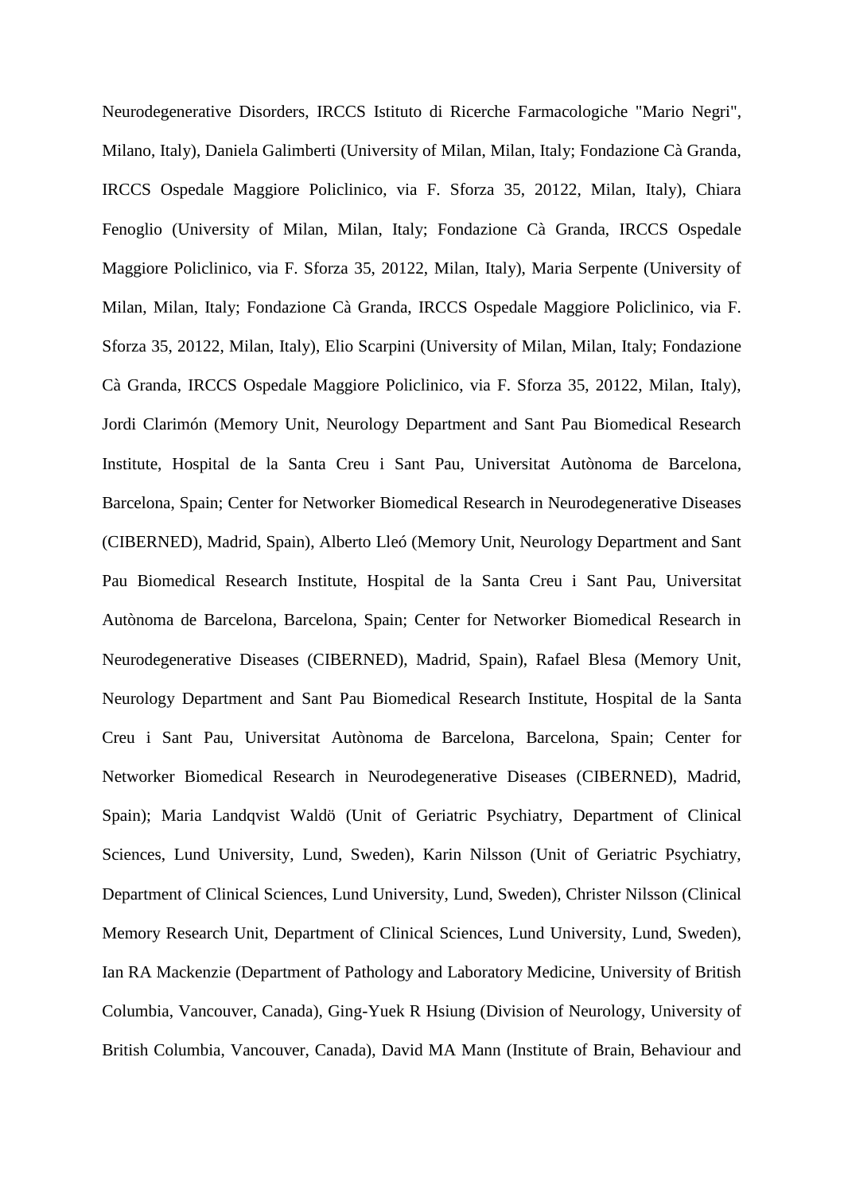Neurodegenerative Disorders, IRCCS Istituto di Ricerche Farmacologiche "Mario Negri", Milano, Italy), Daniela Galimberti (University of Milan, Milan, Italy; Fondazione Cà Granda, IRCCS Ospedale Maggiore Policlinico, via F. Sforza 35, 20122, Milan, Italy), Chiara Fenoglio (University of Milan, Milan, Italy; Fondazione Cà Granda, IRCCS Ospedale Maggiore Policlinico, via F. Sforza 35, 20122, Milan, Italy), Maria Serpente (University of Milan, Milan, Italy; Fondazione Cà Granda, IRCCS Ospedale Maggiore Policlinico, via F. Sforza 35, 20122, Milan, Italy), Elio Scarpini (University of Milan, Milan, Italy; Fondazione Cà Granda, IRCCS Ospedale Maggiore Policlinico, via F. Sforza 35, 20122, Milan, Italy), Jordi Clarimón (Memory Unit, Neurology Department and Sant Pau Biomedical Research Institute, Hospital de la Santa Creu i Sant Pau, Universitat Autònoma de Barcelona, Barcelona, Spain; Center for Networker Biomedical Research in Neurodegenerative Diseases (CIBERNED), Madrid, Spain), Alberto Lleó (Memory Unit, Neurology Department and Sant Pau Biomedical Research Institute, Hospital de la Santa Creu i Sant Pau, Universitat Autònoma de Barcelona, Barcelona, Spain; Center for Networker Biomedical Research in Neurodegenerative Diseases (CIBERNED), Madrid, Spain), Rafael Blesa (Memory Unit, Neurology Department and Sant Pau Biomedical Research Institute, Hospital de la Santa Creu i Sant Pau, Universitat Autònoma de Barcelona, Barcelona, Spain; Center for Networker Biomedical Research in Neurodegenerative Diseases (CIBERNED), Madrid, Spain); Maria Landqvist Waldö (Unit of Geriatric Psychiatry, Department of Clinical Sciences, Lund University, Lund, Sweden), Karin Nilsson (Unit of Geriatric Psychiatry, Department of Clinical Sciences, Lund University, Lund, Sweden), Christer Nilsson (Clinical Memory Research Unit, Department of Clinical Sciences, Lund University, Lund, Sweden), Ian RA Mackenzie (Department of Pathology and Laboratory Medicine, University of British Columbia, Vancouver, Canada), Ging-Yuek R Hsiung (Division of Neurology, University of British Columbia, Vancouver, Canada), David MA Mann (Institute of Brain, Behaviour and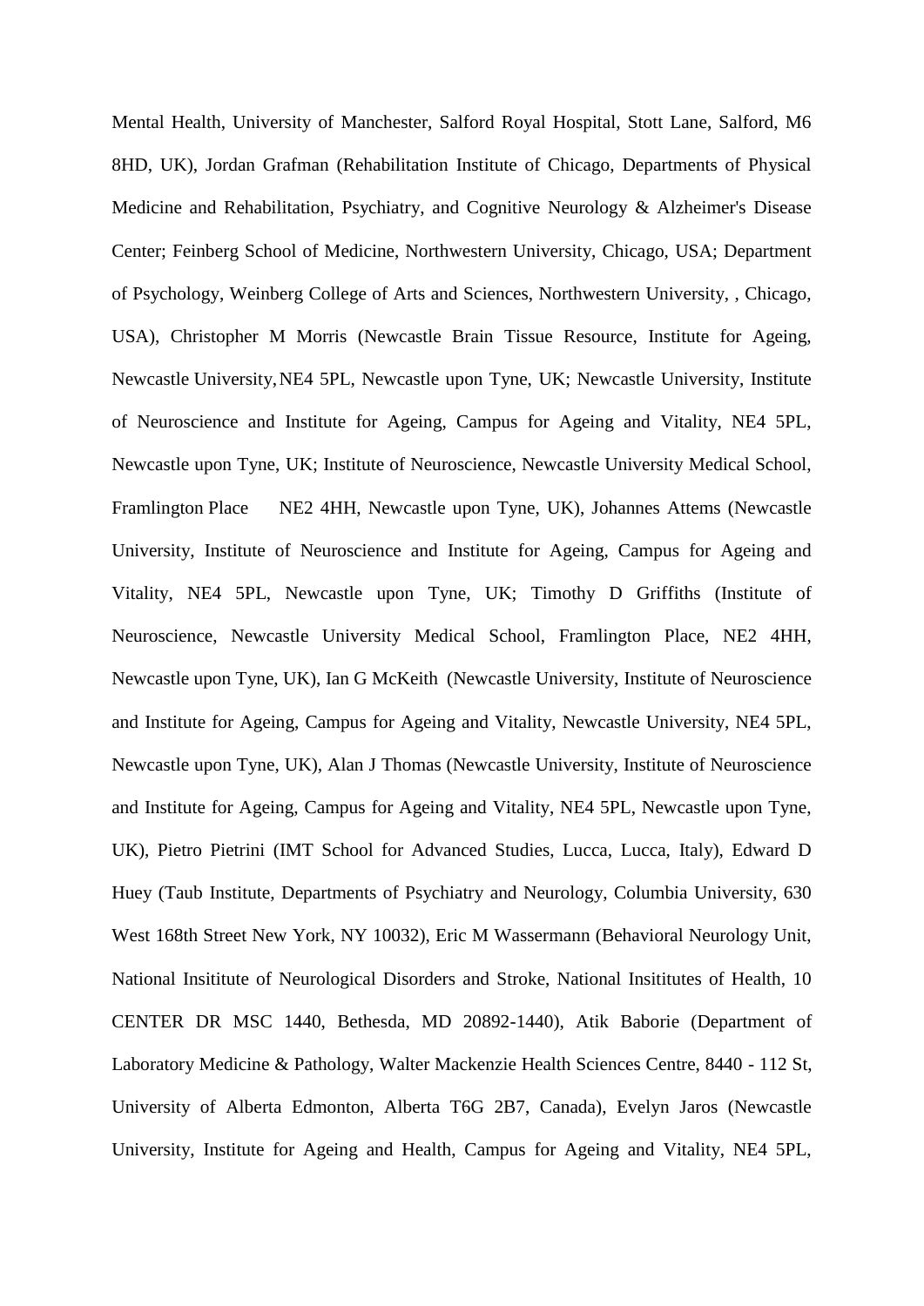Mental Health, University of Manchester, Salford Royal Hospital, Stott Lane, Salford, M6 8HD, UK), Jordan Grafman (Rehabilitation Institute of Chicago, Departments of Physical Medicine and Rehabilitation, Psychiatry, and Cognitive Neurology & Alzheimer's Disease Center; Feinberg School of Medicine, Northwestern University, Chicago, USA; Department of Psychology, Weinberg College of Arts and Sciences, Northwestern University, , Chicago, USA), Christopher M Morris (Newcastle Brain Tissue Resource, Institute for Ageing, Newcastle University, NE4 5PL, Newcastle upon Tyne, UK; Newcastle University, Institute of Neuroscience and Institute for Ageing, Campus for Ageing and Vitality, NE4 5PL, Newcastle upon Tyne, UK; Institute of Neuroscience, Newcastle University Medical School, Framlington Place NE2 4HH, Newcastle upon Tyne, UK), Johannes Attems (Newcastle University, Institute of Neuroscience and Institute for Ageing, Campus for Ageing and Vitality, NE4 5PL, Newcastle upon Tyne, UK; Timothy D Griffiths (Institute of Neuroscience, Newcastle University Medical School, Framlington Place, NE2 4HH, Newcastle upon Tyne, UK), Ian G McKeith (Newcastle University, Institute of Neuroscience and Institute for Ageing, Campus for Ageing and Vitality, Newcastle University, NE4 5PL, Newcastle upon Tyne, UK), Alan J Thomas (Newcastle University, Institute of Neuroscience and Institute for Ageing, Campus for Ageing and Vitality, NE4 5PL, Newcastle upon Tyne, UK), Pietro Pietrini (IMT School for Advanced Studies, Lucca, Lucca, Italy), Edward D Huey (Taub Institute, Departments of Psychiatry and Neurology, Columbia University, 630 West 168th Street New York, NY 10032), Eric M Wassermann (Behavioral Neurology Unit, National Insititute of Neurological Disorders and Stroke, National Insititutes of Health, 10 CENTER DR MSC 1440, Bethesda, MD 20892-1440), Atik Baborie (Department of Laboratory Medicine & Pathology, Walter Mackenzie Health Sciences Centre, 8440 - 112 St, University of Alberta Edmonton, Alberta T6G 2B7, Canada), Evelyn Jaros (Newcastle University, Institute for Ageing and Health, Campus for Ageing and Vitality, NE4 5PL,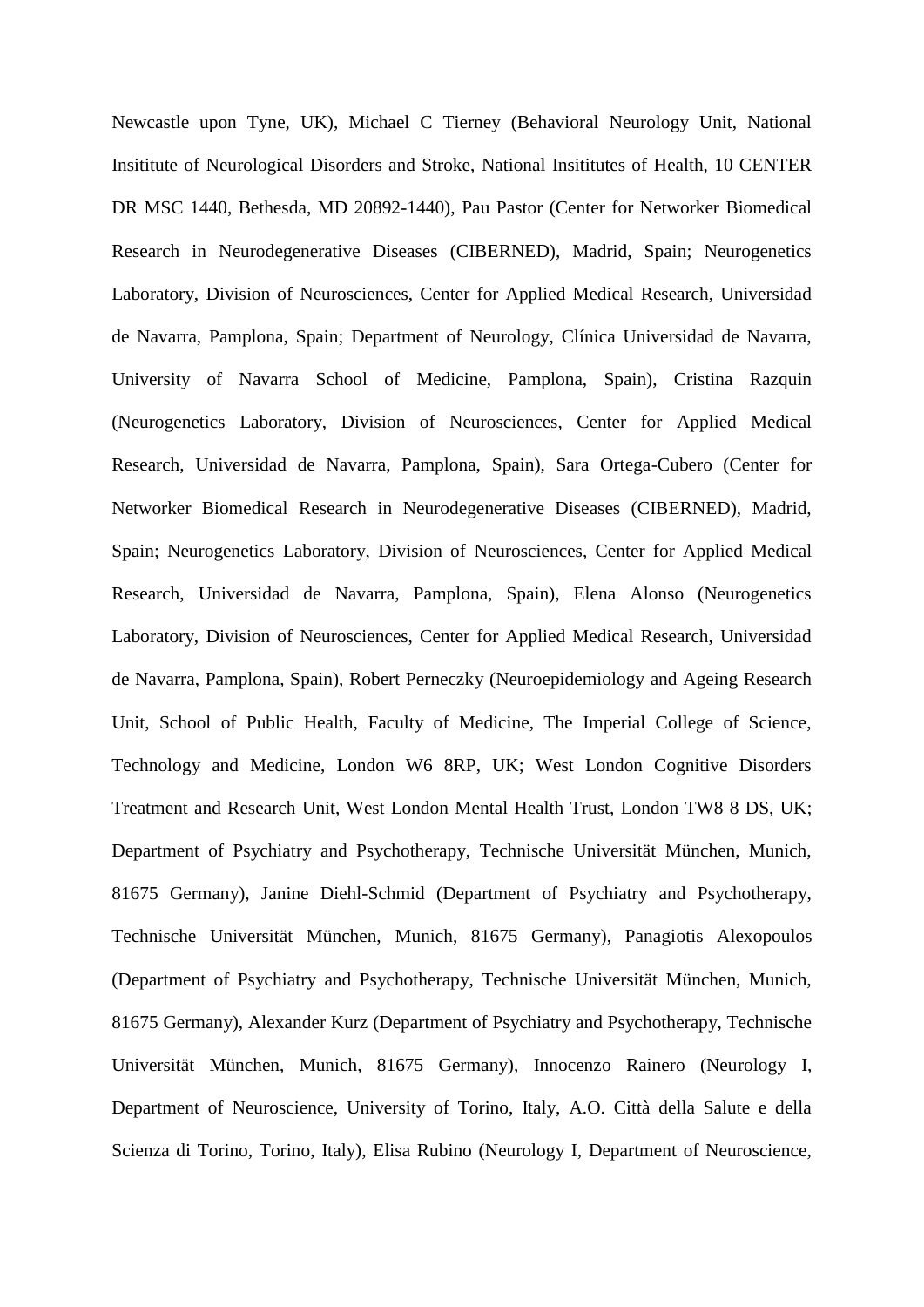Newcastle upon Tyne, UK), Michael C Tierney (Behavioral Neurology Unit, National Insititute of Neurological Disorders and Stroke, National Insititutes of Health, 10 CENTER DR MSC 1440, Bethesda, MD 20892-1440), Pau Pastor (Center for Networker Biomedical Research in Neurodegenerative Diseases (CIBERNED), Madrid, Spain; Neurogenetics Laboratory, Division of Neurosciences, Center for Applied Medical Research, Universidad de Navarra, Pamplona, Spain; Department of Neurology, Clínica Universidad de Navarra, University of Navarra School of Medicine, Pamplona, Spain), Cristina Razquin (Neurogenetics Laboratory, Division of Neurosciences, Center for Applied Medical Research, Universidad de Navarra, Pamplona, Spain), Sara Ortega-Cubero (Center for Networker Biomedical Research in Neurodegenerative Diseases (CIBERNED), Madrid, Spain; Neurogenetics Laboratory, Division of Neurosciences, Center for Applied Medical Research, Universidad de Navarra, Pamplona, Spain), Elena Alonso (Neurogenetics Laboratory, Division of Neurosciences, Center for Applied Medical Research, Universidad de Navarra, Pamplona, Spain), Robert Perneczky (Neuroepidemiology and Ageing Research Unit, School of Public Health, Faculty of Medicine, The Imperial College of Science, Technology and Medicine, London W6 8RP, UK; West London Cognitive Disorders Treatment and Research Unit, West London Mental Health Trust, London TW8 8 DS, UK; Department of Psychiatry and Psychotherapy, Technische Universität München, Munich, 81675 Germany), Janine Diehl-Schmid (Department of Psychiatry and Psychotherapy, Technische Universität München, Munich, 81675 Germany), Panagiotis Alexopoulos (Department of Psychiatry and Psychotherapy, Technische Universität München, Munich, 81675 Germany), Alexander Kurz (Department of Psychiatry and Psychotherapy, Technische Universität München, Munich, 81675 Germany), Innocenzo Rainero (Neurology I, Department of Neuroscience, University of Torino, Italy, A.O. Città della Salute e della Scienza di Torino, Torino, Italy), Elisa Rubino (Neurology I, Department of Neuroscience,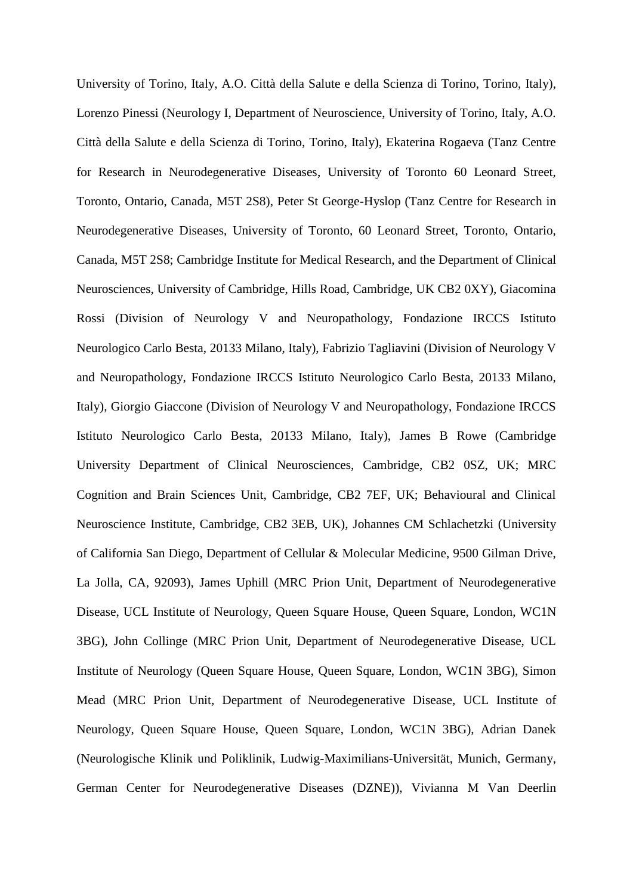University of Torino, Italy, A.O. Città della Salute e della Scienza di Torino, Torino, Italy), Lorenzo Pinessi (Neurology I, Department of Neuroscience, University of Torino, Italy, A.O. Città della Salute e della Scienza di Torino, Torino, Italy), Ekaterina Rogaeva (Tanz Centre for Research in Neurodegenerative Diseases, University of Toronto 60 Leonard Street, Toronto, Ontario, Canada, M5T 2S8), Peter St George-Hyslop (Tanz Centre for Research in Neurodegenerative Diseases, University of Toronto, 60 Leonard Street, Toronto, Ontario, Canada, M5T 2S8; Cambridge Institute for Medical Research, and the Department of Clinical Neurosciences, University of Cambridge, Hills Road, Cambridge, UK CB2 0XY), Giacomina Rossi (Division of Neurology V and Neuropathology, Fondazione IRCCS Istituto Neurologico Carlo Besta, 20133 Milano, Italy), Fabrizio Tagliavini (Division of Neurology V and Neuropathology, Fondazione IRCCS Istituto Neurologico Carlo Besta, 20133 Milano, Italy), Giorgio Giaccone (Division of Neurology V and Neuropathology, Fondazione IRCCS Istituto Neurologico Carlo Besta, 20133 Milano, Italy), James B Rowe (Cambridge University Department of Clinical Neurosciences, Cambridge, CB2 0SZ, UK; MRC Cognition and Brain Sciences Unit, Cambridge, CB2 7EF, UK; Behavioural and Clinical Neuroscience Institute, Cambridge, CB2 3EB, UK), Johannes CM Schlachetzki (University of California San Diego, Department of Cellular & Molecular Medicine, 9500 Gilman Drive, La Jolla, CA, 92093), James Uphill (MRC Prion Unit, Department of Neurodegenerative Disease, UCL Institute of Neurology, Queen Square House, Queen Square, London, WC1N 3BG), John Collinge (MRC Prion Unit, Department of Neurodegenerative Disease, UCL Institute of Neurology (Queen Square House, Queen Square, London, WC1N 3BG), Simon Mead (MRC Prion Unit, Department of Neurodegenerative Disease, UCL Institute of Neurology, Queen Square House, Queen Square, London, WC1N 3BG), Adrian Danek (Neurologische Klinik und Poliklinik, Ludwig-Maximilians-Universität, Munich, Germany, German Center for Neurodegenerative Diseases (DZNE)), Vivianna M Van Deerlin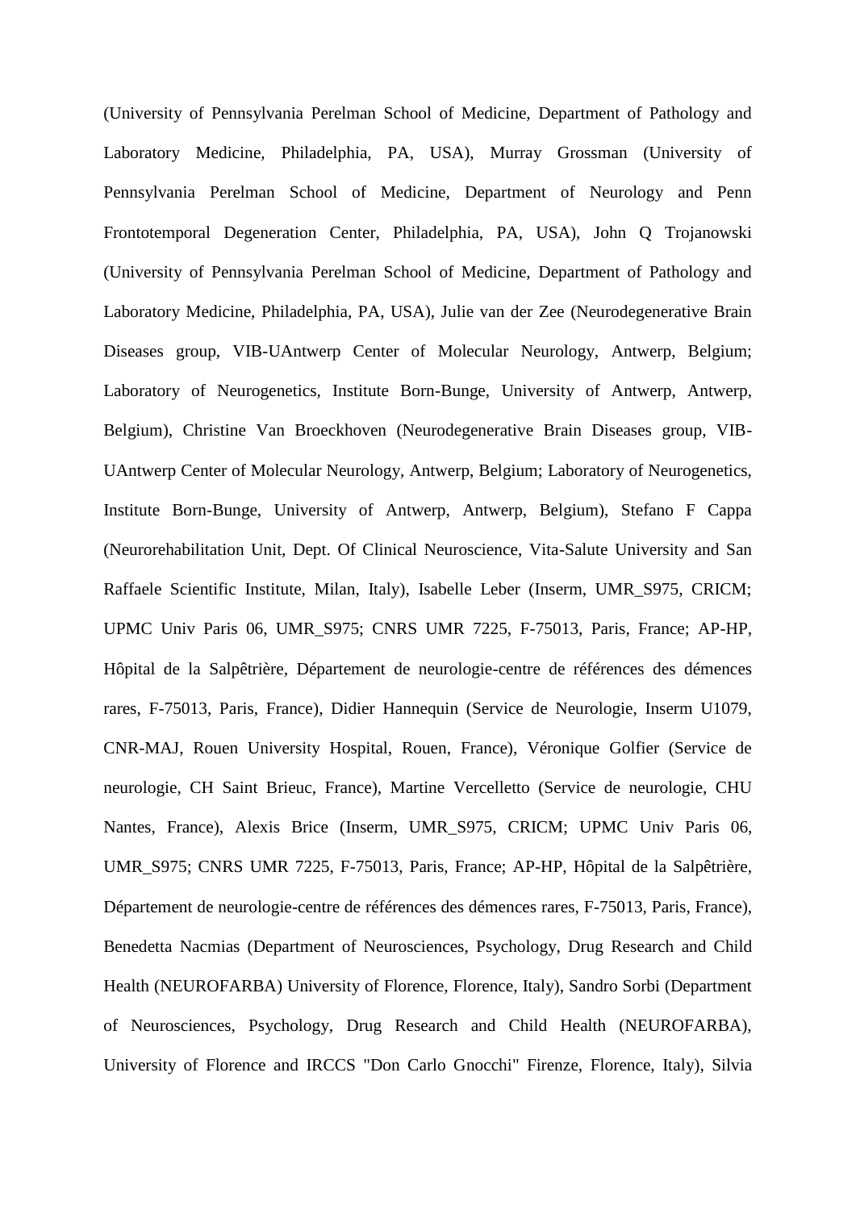(University of Pennsylvania Perelman School of Medicine, Department of Pathology and Laboratory Medicine, Philadelphia, PA, USA), Murray Grossman (University of Pennsylvania Perelman School of Medicine, Department of Neurology and Penn Frontotemporal Degeneration Center, Philadelphia, PA, USA), John Q Trojanowski (University of Pennsylvania Perelman School of Medicine, Department of Pathology and Laboratory Medicine, Philadelphia, PA, USA), Julie van der Zee (Neurodegenerative Brain Diseases group, VIB-UAntwerp Center of Molecular Neurology, Antwerp, Belgium; Laboratory of Neurogenetics, Institute Born-Bunge, University of Antwerp, Antwerp, Belgium), Christine Van Broeckhoven (Neurodegenerative Brain Diseases group, VIB-UAntwerp Center of Molecular Neurology, Antwerp, Belgium; Laboratory of Neurogenetics, Institute Born-Bunge, University of Antwerp, Antwerp, Belgium), Stefano F Cappa (Neurorehabilitation Unit, Dept. Of Clinical Neuroscience, Vita-Salute University and San Raffaele Scientific Institute, Milan, Italy), Isabelle Leber (Inserm, UMR_S975, CRICM; UPMC Univ Paris 06, UMR_S975; CNRS UMR 7225, F-75013, Paris, France; AP-HP, Hôpital de la Salpêtrière, Département de neurologie-centre de références des démences rares, F-75013, Paris, France), Didier Hannequin (Service de Neurologie, Inserm U1079, CNR-MAJ, Rouen University Hospital, Rouen, France), Véronique Golfier (Service de neurologie, CH Saint Brieuc, France), Martine Vercelletto (Service de neurologie, CHU Nantes, France), Alexis Brice (Inserm, UMR_S975, CRICM; UPMC Univ Paris 06, UMR_S975; CNRS UMR 7225, F-75013, Paris, France; AP-HP, Hôpital de la Salpêtrière, Département de neurologie-centre de références des démences rares, F-75013, Paris, France), Benedetta Nacmias (Department of Neurosciences, Psychology, Drug Research and Child Health (NEUROFARBA) University of Florence, Florence, Italy), Sandro Sorbi (Department of Neurosciences, Psychology, Drug Research and Child Health (NEUROFARBA), University of Florence and IRCCS "Don Carlo Gnocchi" Firenze, Florence, Italy), Silvia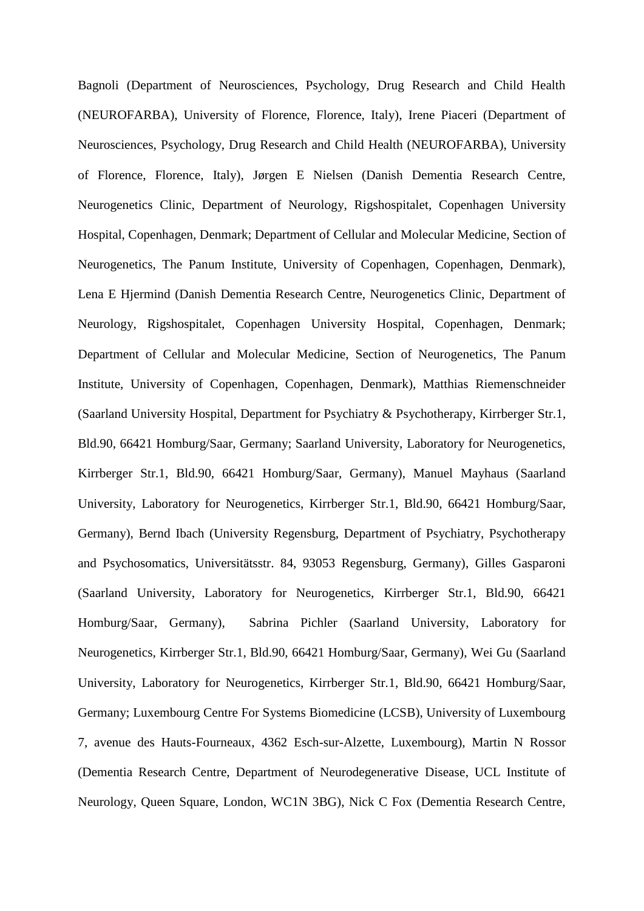Bagnoli (Department of Neurosciences, Psychology, Drug Research and Child Health (NEUROFARBA), University of Florence, Florence, Italy), Irene Piaceri (Department of Neurosciences, Psychology, Drug Research and Child Health (NEUROFARBA), University of Florence, Florence, Italy), Jørgen E Nielsen (Danish Dementia Research Centre, Neurogenetics Clinic, Department of Neurology, Rigshospitalet, Copenhagen University Hospital, Copenhagen, Denmark; Department of Cellular and Molecular Medicine, Section of Neurogenetics, The Panum Institute, University of Copenhagen, Copenhagen, Denmark), Lena E Hjermind (Danish Dementia Research Centre, Neurogenetics Clinic, Department of Neurology, Rigshospitalet, Copenhagen University Hospital, Copenhagen, Denmark; Department of Cellular and Molecular Medicine, Section of Neurogenetics, The Panum Institute, University of Copenhagen, Copenhagen, Denmark), Matthias Riemenschneider (Saarland University Hospital, Department for Psychiatry & Psychotherapy, Kirrberger Str.1, Bld.90, 66421 Homburg/Saar, Germany; Saarland University, Laboratory for Neurogenetics, Kirrberger Str.1, Bld.90, 66421 Homburg/Saar, Germany), Manuel Mayhaus (Saarland University, Laboratory for Neurogenetics, Kirrberger Str.1, Bld.90, 66421 Homburg/Saar, Germany), Bernd Ibach (University Regensburg, Department of Psychiatry, Psychotherapy and Psychosomatics, Universitätsstr. 84, 93053 Regensburg, Germany), Gilles Gasparoni (Saarland University, Laboratory for Neurogenetics, Kirrberger Str.1, Bld.90, 66421 Homburg/Saar, Germany), Sabrina Pichler (Saarland University, Laboratory for Neurogenetics, Kirrberger Str.1, Bld.90, 66421 Homburg/Saar, Germany), Wei Gu (Saarland University, Laboratory for Neurogenetics, Kirrberger Str.1, Bld.90, 66421 Homburg/Saar, Germany; Luxembourg Centre For Systems Biomedicine (LCSB), University of Luxembourg 7, avenue des Hauts-Fourneaux, 4362 Esch-sur-Alzette, Luxembourg), Martin N Rossor (Dementia Research Centre, Department of Neurodegenerative Disease, UCL Institute of Neurology, Queen Square, London, WC1N 3BG), Nick C Fox (Dementia Research Centre,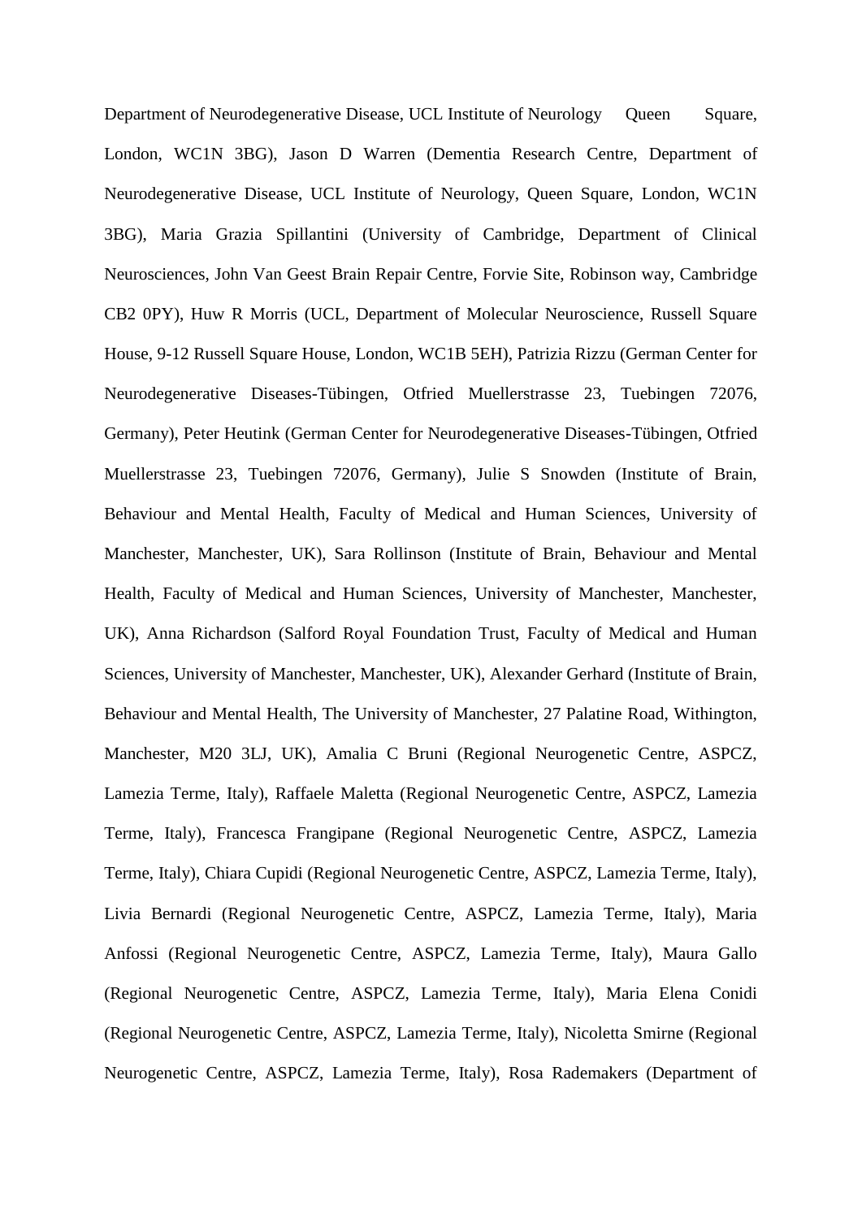Department of Neurodegenerative Disease, UCL Institute of Neurology Queen Square, London, WC1N 3BG), Jason D Warren (Dementia Research Centre, Department of Neurodegenerative Disease, UCL Institute of Neurology, Queen Square, London, WC1N 3BG), Maria Grazia Spillantini (University of Cambridge, Department of Clinical Neurosciences, John Van Geest Brain Repair Centre, Forvie Site, Robinson way, Cambridge CB2 0PY), Huw R Morris (UCL, Department of Molecular Neuroscience, Russell Square House, 9-12 Russell Square House, London, WC1B 5EH), Patrizia Rizzu (German Center for Neurodegenerative Diseases-Tübingen, Otfried Muellerstrasse 23, Tuebingen 72076, Germany), Peter Heutink (German Center for Neurodegenerative Diseases-Tübingen, Otfried Muellerstrasse 23, Tuebingen 72076, Germany), Julie S Snowden (Institute of Brain, Behaviour and Mental Health, Faculty of Medical and Human Sciences, University of Manchester, Manchester, UK), Sara Rollinson (Institute of Brain, Behaviour and Mental Health, Faculty of Medical and Human Sciences, University of Manchester, Manchester, UK), Anna Richardson (Salford Royal Foundation Trust, Faculty of Medical and Human Sciences, University of Manchester, Manchester, UK), Alexander Gerhard (Institute of Brain, Behaviour and Mental Health, The University of Manchester, 27 Palatine Road, Withington, Manchester, M20 3LJ, UK), Amalia C Bruni (Regional Neurogenetic Centre, ASPCZ, Lamezia Terme, Italy), Raffaele Maletta (Regional Neurogenetic Centre, ASPCZ, Lamezia Terme, Italy), Francesca Frangipane (Regional Neurogenetic Centre, ASPCZ, Lamezia Terme, Italy), Chiara Cupidi (Regional Neurogenetic Centre, ASPCZ, Lamezia Terme, Italy), Livia Bernardi (Regional Neurogenetic Centre, ASPCZ, Lamezia Terme, Italy), Maria Anfossi (Regional Neurogenetic Centre, ASPCZ, Lamezia Terme, Italy), Maura Gallo (Regional Neurogenetic Centre, ASPCZ, Lamezia Terme, Italy), Maria Elena Conidi (Regional Neurogenetic Centre, ASPCZ, Lamezia Terme, Italy), Nicoletta Smirne (Regional Neurogenetic Centre, ASPCZ, Lamezia Terme, Italy), Rosa Rademakers (Department of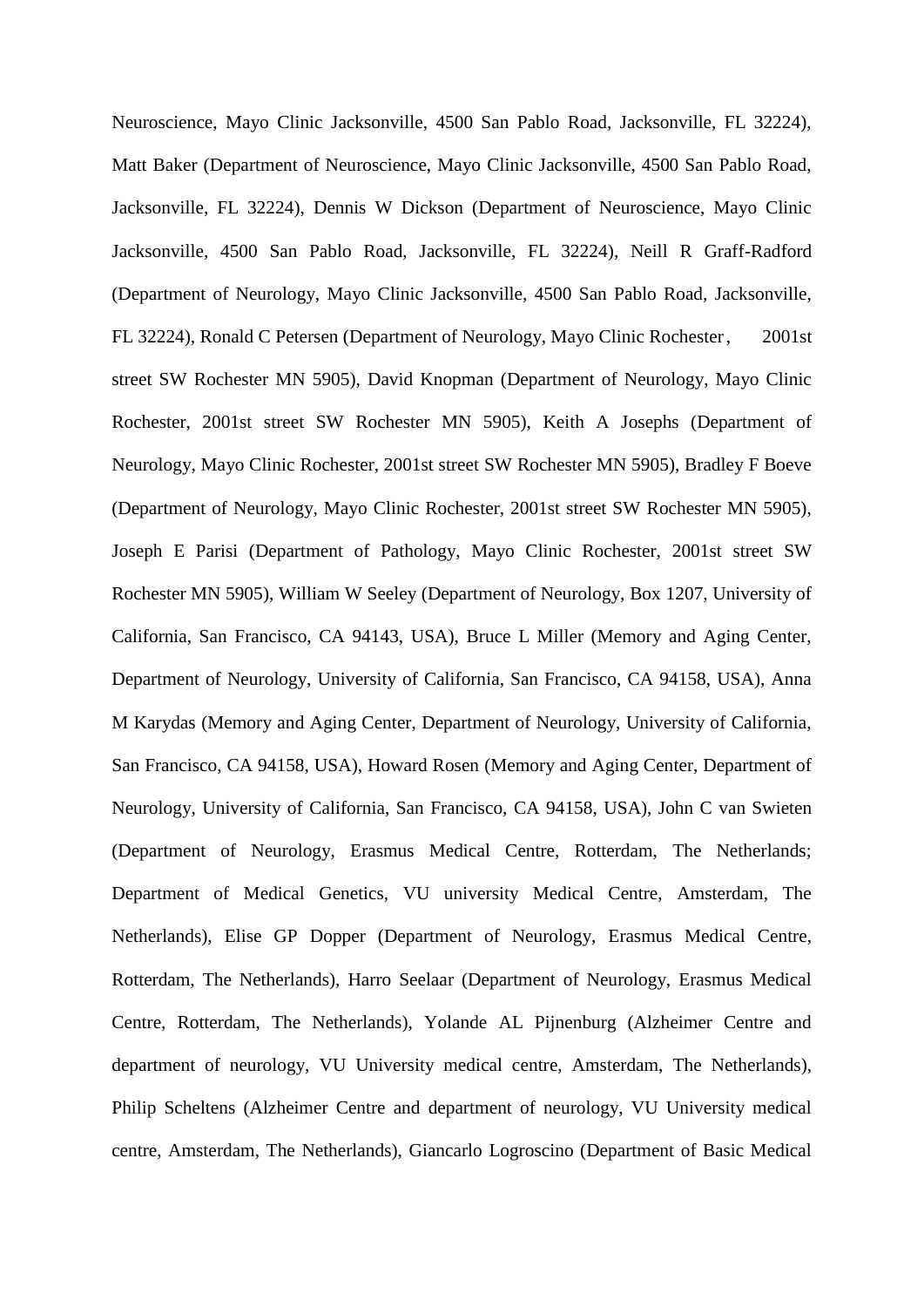Neuroscience, Mayo Clinic Jacksonville, 4500 San Pablo Road, Jacksonville, FL 32224), Matt Baker (Department of Neuroscience, Mayo Clinic Jacksonville, 4500 San Pablo Road, Jacksonville, FL 32224), Dennis W Dickson (Department of Neuroscience, Mayo Clinic Jacksonville, 4500 San Pablo Road, Jacksonville, FL 32224), Neill R Graff-Radford (Department of Neurology, Mayo Clinic Jacksonville, 4500 San Pablo Road, Jacksonville, FL 32224), Ronald C Petersen (Department of Neurology, Mayo Clinic Rochester, 2001st street SW Rochester MN 5905), David Knopman (Department of Neurology, Mayo Clinic Rochester, 2001st street SW Rochester MN 5905), Keith A Josephs (Department of Neurology, Mayo Clinic Rochester, 2001st street SW Rochester MN 5905), Bradley F Boeve (Department of Neurology, Mayo Clinic Rochester, 2001st street SW Rochester MN 5905), Joseph E Parisi (Department of Pathology, Mayo Clinic Rochester, 2001st street SW Rochester MN 5905), William W Seeley (Department of Neurology, Box 1207, University of California, San Francisco, CA 94143, USA), Bruce L Miller (Memory and Aging Center, Department of Neurology, University of California, San Francisco, CA 94158, USA), Anna M Karydas (Memory and Aging Center, Department of Neurology, University of California, San Francisco, CA 94158, USA), Howard Rosen (Memory and Aging Center, Department of Neurology, University of California, San Francisco, CA 94158, USA), John C van Swieten (Department of Neurology, Erasmus Medical Centre, Rotterdam, The Netherlands; Department of Medical Genetics, VU university Medical Centre, Amsterdam, The Netherlands), Elise GP Dopper (Department of Neurology, Erasmus Medical Centre, Rotterdam, The Netherlands), Harro Seelaar (Department of Neurology, Erasmus Medical Centre, Rotterdam, The Netherlands), Yolande AL Pijnenburg (Alzheimer Centre and department of neurology, VU University medical centre, Amsterdam, The Netherlands), Philip Scheltens (Alzheimer Centre and department of neurology, VU University medical centre, Amsterdam, The Netherlands), Giancarlo Logroscino (Department of Basic Medical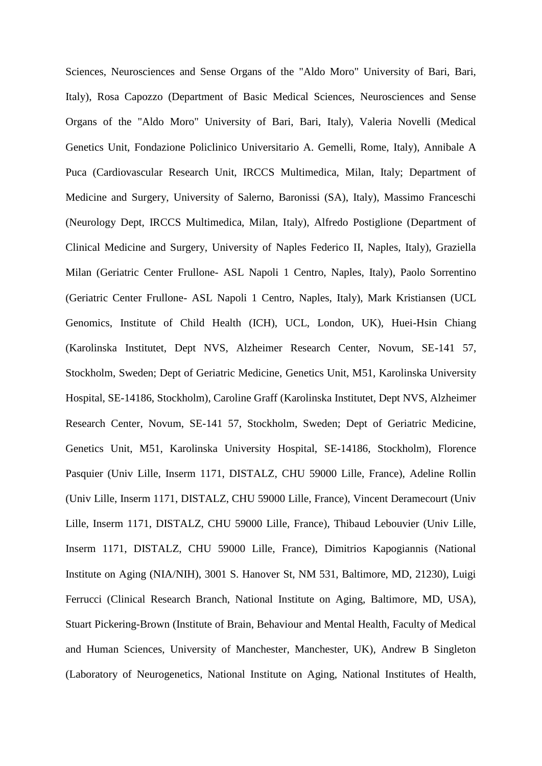Sciences, Neurosciences and Sense Organs of the "Aldo Moro" University of Bari, Bari, Italy), Rosa Capozzo (Department of Basic Medical Sciences, Neurosciences and Sense Organs of the "Aldo Moro" University of Bari, Bari, Italy), Valeria Novelli (Medical Genetics Unit, Fondazione Policlinico Universitario A. Gemelli, Rome, Italy), Annibale A Puca (Cardiovascular Research Unit, IRCCS Multimedica, Milan, Italy; Department of Medicine and Surgery, University of Salerno, Baronissi (SA), Italy), Massimo Franceschi (Neurology Dept, IRCCS Multimedica, Milan, Italy), Alfredo Postiglione (Department of Clinical Medicine and Surgery, University of Naples Federico II, Naples, Italy), Graziella Milan (Geriatric Center Frullone- ASL Napoli 1 Centro, Naples, Italy), Paolo Sorrentino (Geriatric Center Frullone- ASL Napoli 1 Centro, Naples, Italy), Mark Kristiansen (UCL Genomics, Institute of Child Health (ICH), UCL, London, UK), Huei-Hsin Chiang (Karolinska Institutet, Dept NVS, Alzheimer Research Center, Novum, SE-141 57, Stockholm, Sweden; Dept of Geriatric Medicine, Genetics Unit, M51, Karolinska University Hospital, SE-14186, Stockholm), Caroline Graff (Karolinska Institutet, Dept NVS, Alzheimer Research Center, Novum, SE-141 57, Stockholm, Sweden; Dept of Geriatric Medicine, Genetics Unit, M51, Karolinska University Hospital, SE-14186, Stockholm), Florence Pasquier (Univ Lille, Inserm 1171, DISTALZ, CHU 59000 Lille, France), Adeline Rollin (Univ Lille, Inserm 1171, DISTALZ, CHU 59000 Lille, France), Vincent Deramecourt (Univ Lille, Inserm 1171, DISTALZ, CHU 59000 Lille, France), Thibaud Lebouvier (Univ Lille, Inserm 1171, DISTALZ, CHU 59000 Lille, France), Dimitrios Kapogiannis (National Institute on Aging (NIA/NIH), 3001 S. Hanover St, NM 531, Baltimore, MD, 21230), Luigi Ferrucci (Clinical Research Branch, National Institute on Aging, Baltimore, MD, USA), Stuart Pickering-Brown (Institute of Brain, Behaviour and Mental Health, Faculty of Medical and Human Sciences, University of Manchester, Manchester, UK), Andrew B Singleton (Laboratory of Neurogenetics, National Institute on Aging, National Institutes of Health,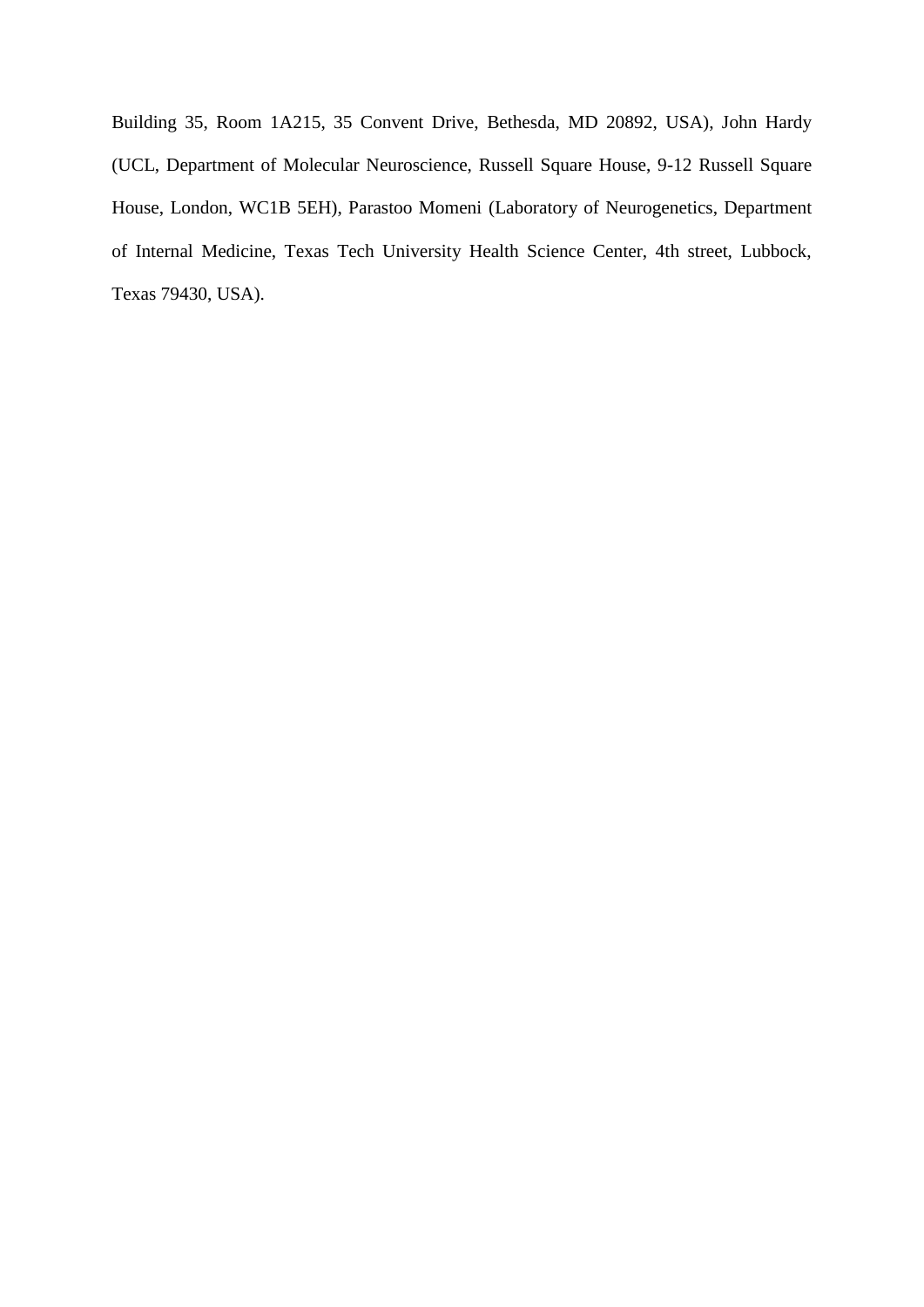Building 35, Room 1A215, 35 Convent Drive, Bethesda, MD 20892, USA), John Hardy (UCL, Department of Molecular Neuroscience, Russell Square House, 9-12 Russell Square House, London, WC1B 5EH), Parastoo Momeni (Laboratory of Neurogenetics, Department of Internal Medicine, Texas Tech University Health Science Center, 4th street, Lubbock, Texas 79430, USA).